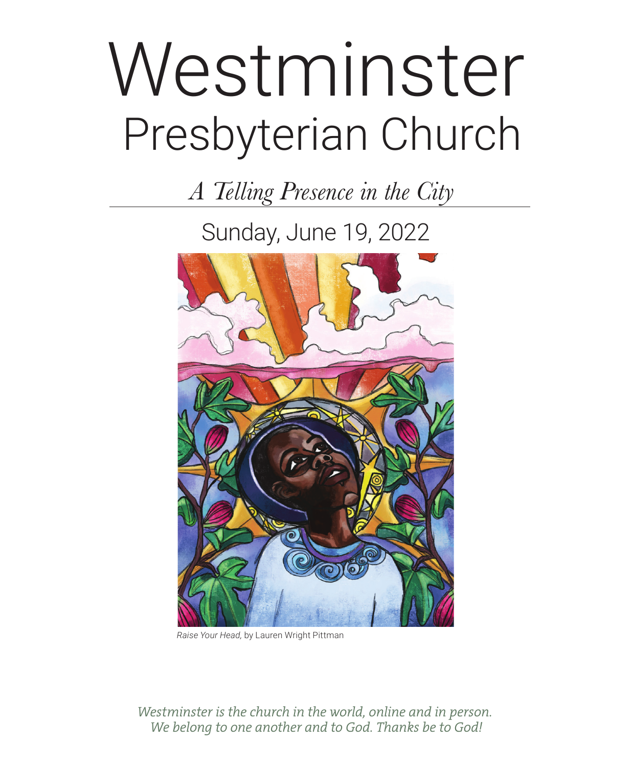# Westminster Presbyterian Church

*A Telling Presence in the City*

Sunday, June 19, 2022

*Raise Your Head,* by Lauren Wright Pittman

*Westminster is the church in the world, online and in person. We belong to one another and to God. Thanks be to God!*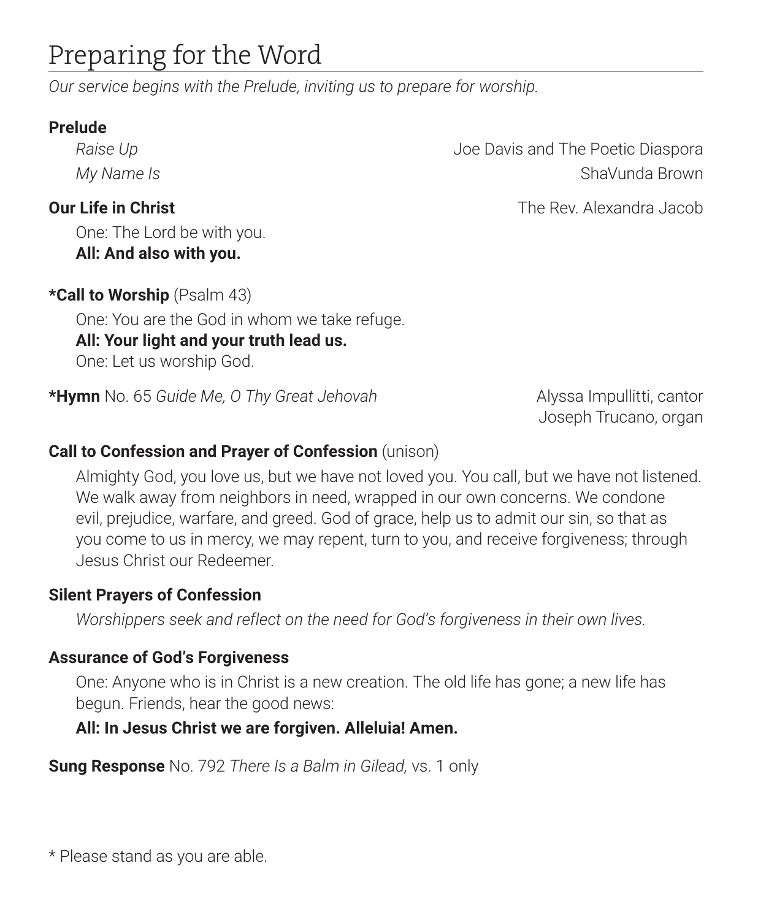# Preparing for the Word

*Our service begins with the Prelude, inviting us to prepare for worship.*

**Prelude**

*Raise Up* — Joe Davis and The Poetic Diaspora

*My Name Is* — ShaVunda Brown

**Our Life in Christ** — The Rev. Alexandra Jacob

One: The Lord be with you.
**All: And also with you.**

***Call to Worship** (Psalm 43)

One: You are the God in whom we take refuge.
**All: Your light and your truth lead us.**
One: Let us worship God.

***Hymn** No. 65 *Guide Me, O Thy Great Jehovah* — Alyssa Impullitti, cantor; Joseph Trucano, organ

**Call to Confession and Prayer of Confession** (unison)

Almighty God, you love us, but we have not loved you. You call, but we have not listened. We walk away from neighbors in need, wrapped in our own concerns. We condone evil, prejudice, warfare, and greed. God of grace, help us to admit our sin, so that as you come to us in mercy, we may repent, turn to you, and receive forgiveness; through Jesus Christ our Redeemer.

**Silent Prayers of Confession**

*Worshippers seek and reflect on the need for God's forgiveness in their own lives.*

**Assurance of God's Forgiveness**

One: Anyone who is in Christ is a new creation. The old life has gone; a new life has begun. Friends, hear the good news:

**All: In Jesus Christ we are forgiven. Alleluia! Amen.**

**Sung Response** No. 792 *There Is a Balm in Gilead,* vs. 1 only

* Please stand as you are able.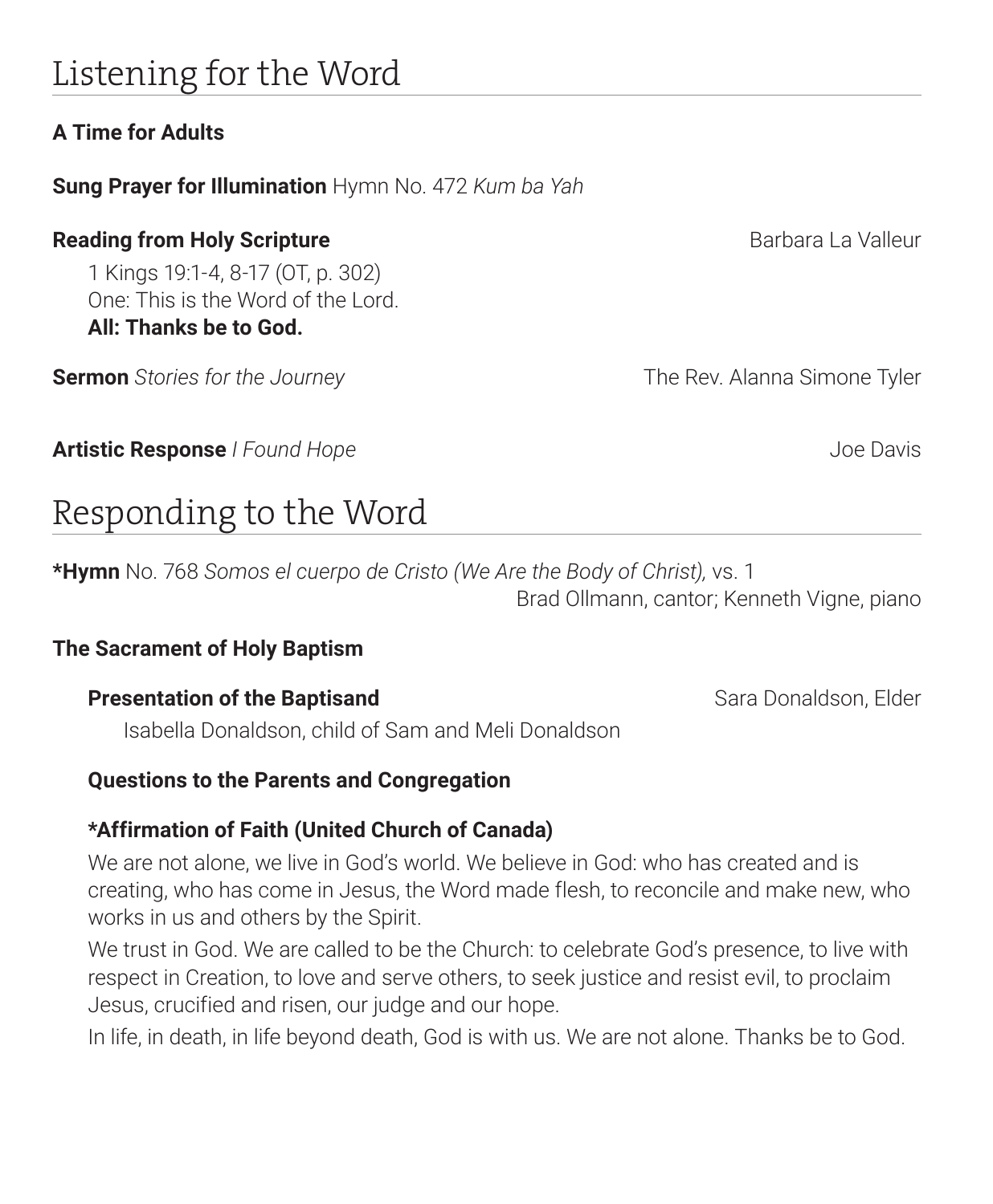# Listening for the Word

**A Time for Adults**

**Sung Prayer for Illumination** Hymn No. 472 *Kum ba Yah*

**Reading from Holy Scripture** Barbara La Valleur

1 Kings 19:1-4, 8-17 (OT, p. 302)
One: This is the Word of the Lord.
**All: Thanks be to God.**

**Sermon** *Stories for the Journey* The Rev. Alanna Simone Tyler

**Artistic Response** *I Found Hope* Joe Davis

# Responding to the Word

***Hymn** No. 768 *Somos el cuerpo de Cristo (We Are the Body of Christ),* vs. 1
Brad Ollmann, cantor; Kenneth Vigne, piano

**The Sacrament of Holy Baptism**

**Presentation of the Baptisand** Sara Donaldson, Elder

Isabella Donaldson, child of Sam and Meli Donaldson

**Questions to the Parents and Congregation**

***Affirmation of Faith (United Church of Canada)**

We are not alone, we live in God's world. We believe in God: who has created and is creating, who has come in Jesus, the Word made flesh, to reconcile and make new, who works in us and others by the Spirit.

We trust in God. We are called to be the Church: to celebrate God's presence, to live with respect in Creation, to love and serve others, to seek justice and resist evil, to proclaim Jesus, crucified and risen, our judge and our hope.

In life, in death, in life beyond death, God is with us. We are not alone. Thanks be to God.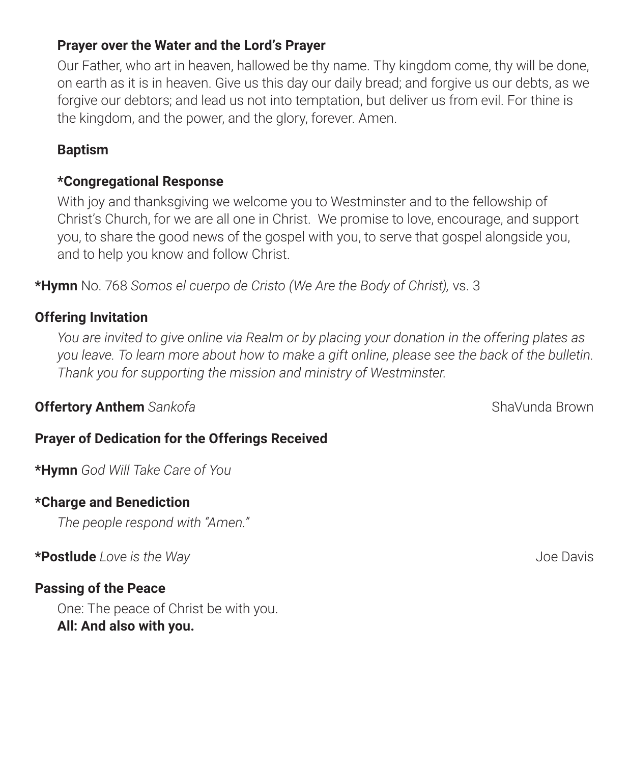**Prayer over the Water and the Lord's Prayer**

Our Father, who art in heaven, hallowed be thy name. Thy kingdom come, thy will be done, on earth as it is in heaven. Give us this day our daily bread; and forgive us our debts, as we forgive our debtors; and lead us not into temptation, but deliver us from evil. For thine is the kingdom, and the power, and the glory, forever. Amen.

**Baptism**

**\*Congregational Response**

With joy and thanksgiving we welcome you to Westminster and to the fellowship of Christ's Church, for we are all one in Christ. We promise to love, encourage, and support you, to share the good news of the gospel with you, to serve that gospel alongside you, and to help you know and follow Christ.

**\*Hymn** No. 768 *Somos el cuerpo de Cristo (We Are the Body of Christ),* vs. 3

**Offering Invitation**

*You are invited to give online via Realm or by placing your donation in the offering plates as you leave. To learn more about how to make a gift online, please see the back of the bulletin. Thank you for supporting the mission and ministry of Westminster.*

**Offertory Anthem** *Sankofa* — ShaVunda Brown

**Prayer of Dedication for the Offerings Received**

**\*Hymn** *God Will Take Care of You*

**\*Charge and Benediction**

*The people respond with "Amen."*

**\*Postlude** *Love is the Way* — Joe Davis

**Passing of the Peace**

One: The peace of Christ be with you.
**All: And also with you.**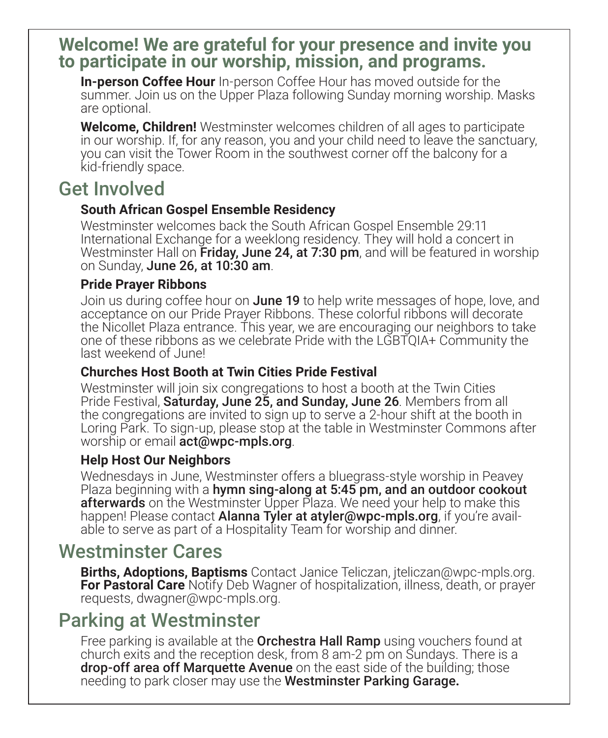## Welcome! We are grateful for your presence and invite you to participate in our worship, mission, and programs.

**In-person Coffee Hour** In-person Coffee Hour has moved outside for the summer. Join us on the Upper Plaza following Sunday morning worship. Masks are optional.

**Welcome, Children!** Westminster welcomes children of all ages to participate in our worship. If, for any reason, you and your child need to leave the sanctuary, you can visit the Tower Room in the southwest corner off the balcony for a kid-friendly space.

## Get Involved

### South African Gospel Ensemble Residency

Westminster welcomes back the South African Gospel Ensemble 29:11 International Exchange for a weeklong residency. They will hold a concert in Westminster Hall on **Friday, June 24, at 7:30 pm**, and will be featured in worship on Sunday, **June 26, at 10:30 am**.

### Pride Prayer Ribbons

Join us during coffee hour on **June 19** to help write messages of hope, love, and acceptance on our Pride Prayer Ribbons. These colorful ribbons will decorate the Nicollet Plaza entrance. This year, we are encouraging our neighbors to take one of these ribbons as we celebrate Pride with the LGBTQIA+ Community the last weekend of June!

### Churches Host Booth at Twin Cities Pride Festival

Westminster will join six congregations to host a booth at the Twin Cities Pride Festival, **Saturday, June 25, and Sunday, June 26**. Members from all the congregations are invited to sign up to serve a 2-hour shift at the booth in Loring Park. To sign-up, please stop at the table in Westminster Commons after worship or email **act@wpc-mpls.org**.

### Help Host Our Neighbors

Wednesdays in June, Westminster offers a bluegrass-style worship in Peavey Plaza beginning with a **hymn sing-along at 5:45 pm, and an outdoor cookout afterwards** on the Westminster Upper Plaza. We need your help to make this happen! Please contact **Alanna Tyler at atyler@wpc-mpls.org**, if you're available to serve as part of a Hospitality Team for worship and dinner.

## Westminster Cares

**Births, Adoptions, Baptisms** Contact Janice Teliczan, jteliczan@wpc-mpls.org.
**For Pastoral Care** Notify Deb Wagner of hospitalization, illness, death, or prayer requests, dwagner@wpc-mpls.org.

## Parking at Westminster

Free parking is available at the **Orchestra Hall Ramp** using vouchers found at church exits and the reception desk, from 8 am-2 pm on Sundays. There is a **drop-off area off Marquette Avenue** on the east side of the building; those needing to park closer may use the **Westminster Parking Garage.**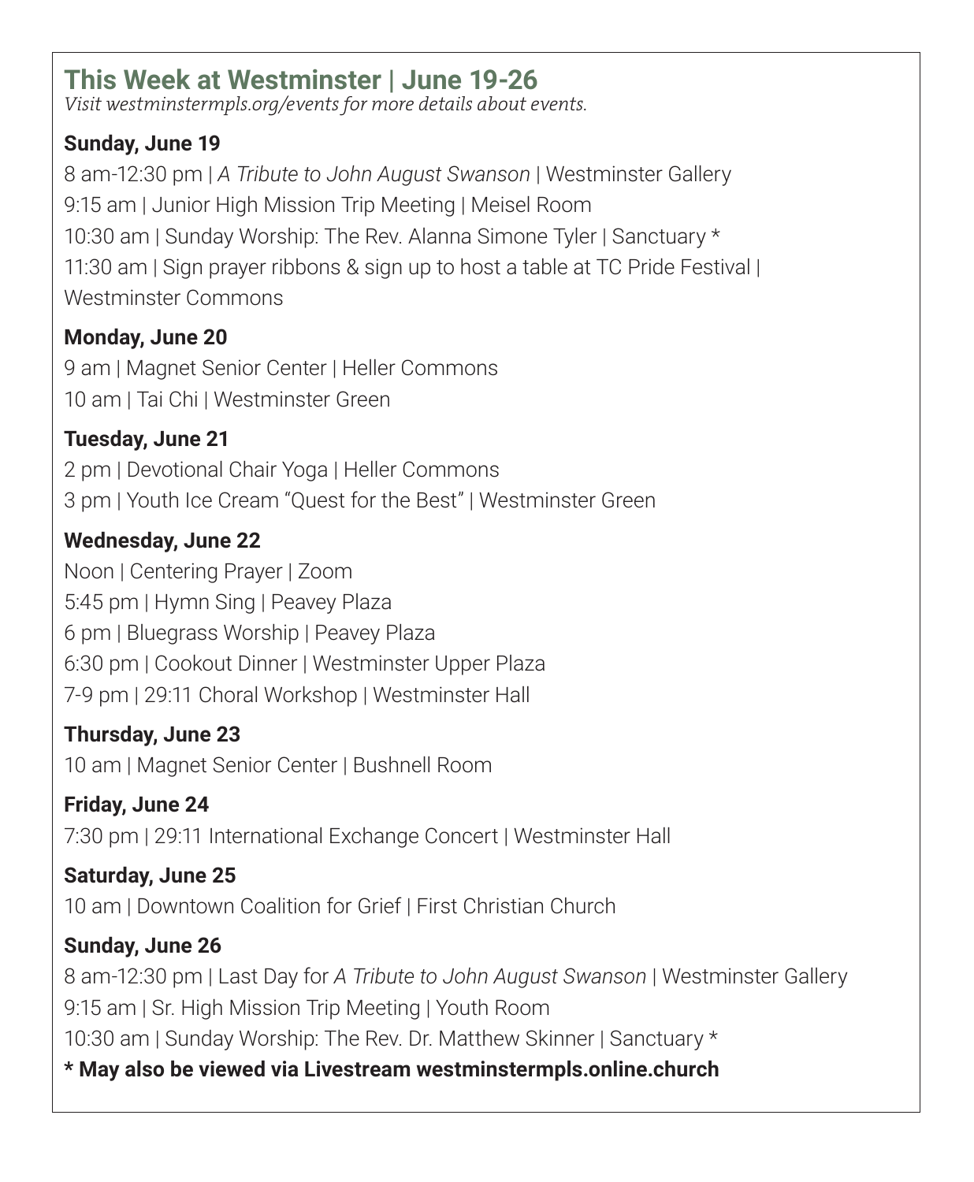## This Week at Westminster | June 19-26

*Visit westminstermpls.org/events for more details about events.*

**Sunday, June 19**

8 am-12:30 pm | *A Tribute to John August Swanson* | Westminster Gallery
9:15 am | Junior High Mission Trip Meeting | Meisel Room
10:30 am | Sunday Worship: The Rev. Alanna Simone Tyler | Sanctuary *
11:30 am | Sign prayer ribbons & sign up to host a table at TC Pride Festival | Westminster Commons

**Monday, June 20**

9 am | Magnet Senior Center | Heller Commons
10 am | Tai Chi | Westminster Green

**Tuesday, June 21**

2 pm | Devotional Chair Yoga | Heller Commons
3 pm | Youth Ice Cream "Quest for the Best" | Westminster Green

**Wednesday, June 22**

Noon | Centering Prayer | Zoom
5:45 pm | Hymn Sing | Peavey Plaza
6 pm | Bluegrass Worship | Peavey Plaza
6:30 pm | Cookout Dinner | Westminster Upper Plaza
7-9 pm | 29:11 Choral Workshop | Westminster Hall

**Thursday, June 23**

10 am | Magnet Senior Center | Bushnell Room

**Friday, June 24**

7:30 pm | 29:11 International Exchange Concert | Westminster Hall

**Saturday, June 25**

10 am | Downtown Coalition for Grief | First Christian Church

**Sunday, June 26**

8 am-12:30 pm | Last Day for *A Tribute to John August Swanson* | Westminster Gallery
9:15 am | Sr. High Mission Trip Meeting | Youth Room
10:30 am | Sunday Worship: The Rev. Dr. Matthew Skinner | Sanctuary *

**\* May also be viewed via Livestream westminstermpls.online.church**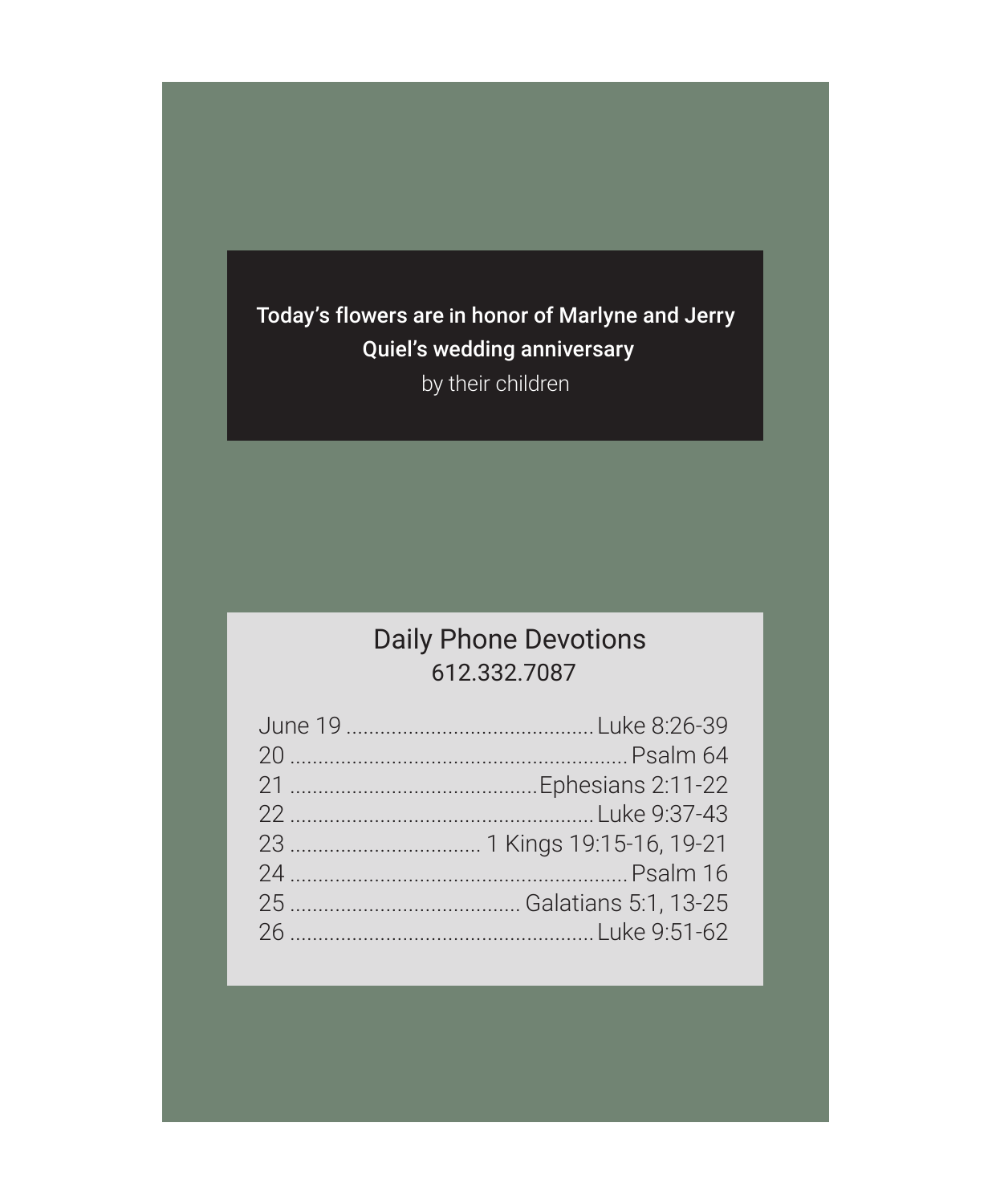**Today's flowers are in honor of Marlyne and Jerry Quiel's wedding anniversary**

by their children

## Daily Phone Devotions

612.332.7087

| | |
|---|---|
| June 19 | Luke 8:26-39 |
| 20 | Psalm 64 |
| 21 | Ephesians 2:11-22 |
| 22 | Luke 9:37-43 |
| 23 | 1 Kings 19:15-16, 19-21 |
| 24 | Psalm 16 |
| 25 | Galatians 5:1, 13-25 |
| 26 | Luke 9:51-62 |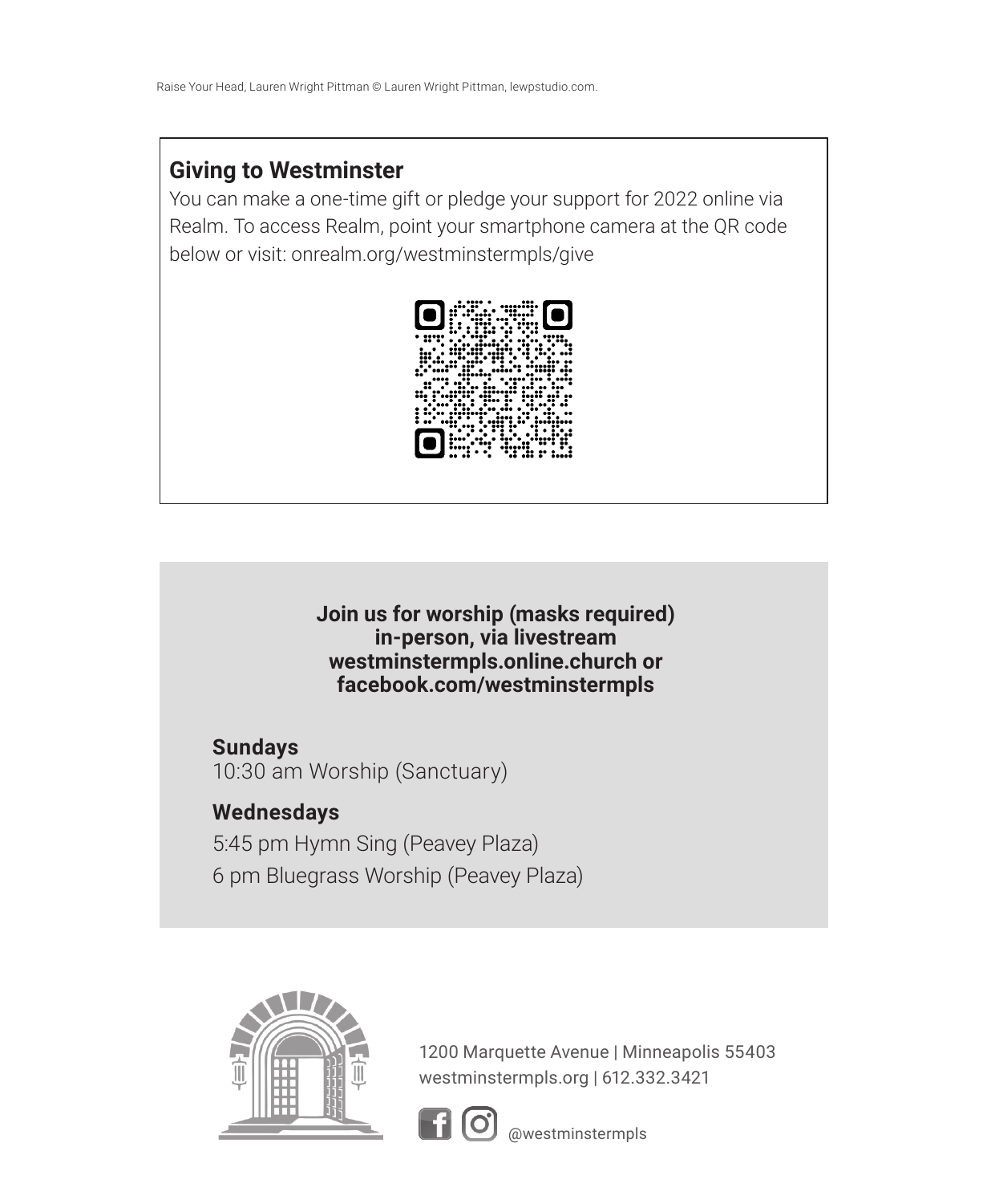Raise Your Head, Lauren Wright Pittman © Lauren Wright Pittman, lewpstudio.com.

## Giving to Westminster

You can make a one-time gift or pledge your support for 2022 online via Realm. To access Realm, point your smartphone camera at the QR code below or visit: onrealm.org/westminstermpls/give

**Join us for worship (masks required) in-person, via livestream westminstermpls.online.church or facebook.com/westminstermpls**

**Sundays**

10:30 am Worship (Sanctuary)

**Wednesdays**

5:45 pm Hymn Sing (Peavey Plaza)

6 pm Bluegrass Worship (Peavey Plaza)

1200 Marquette Avenue | Minneapolis 55403
westminstermpls.org | 612.332.3421

@westminstermpls